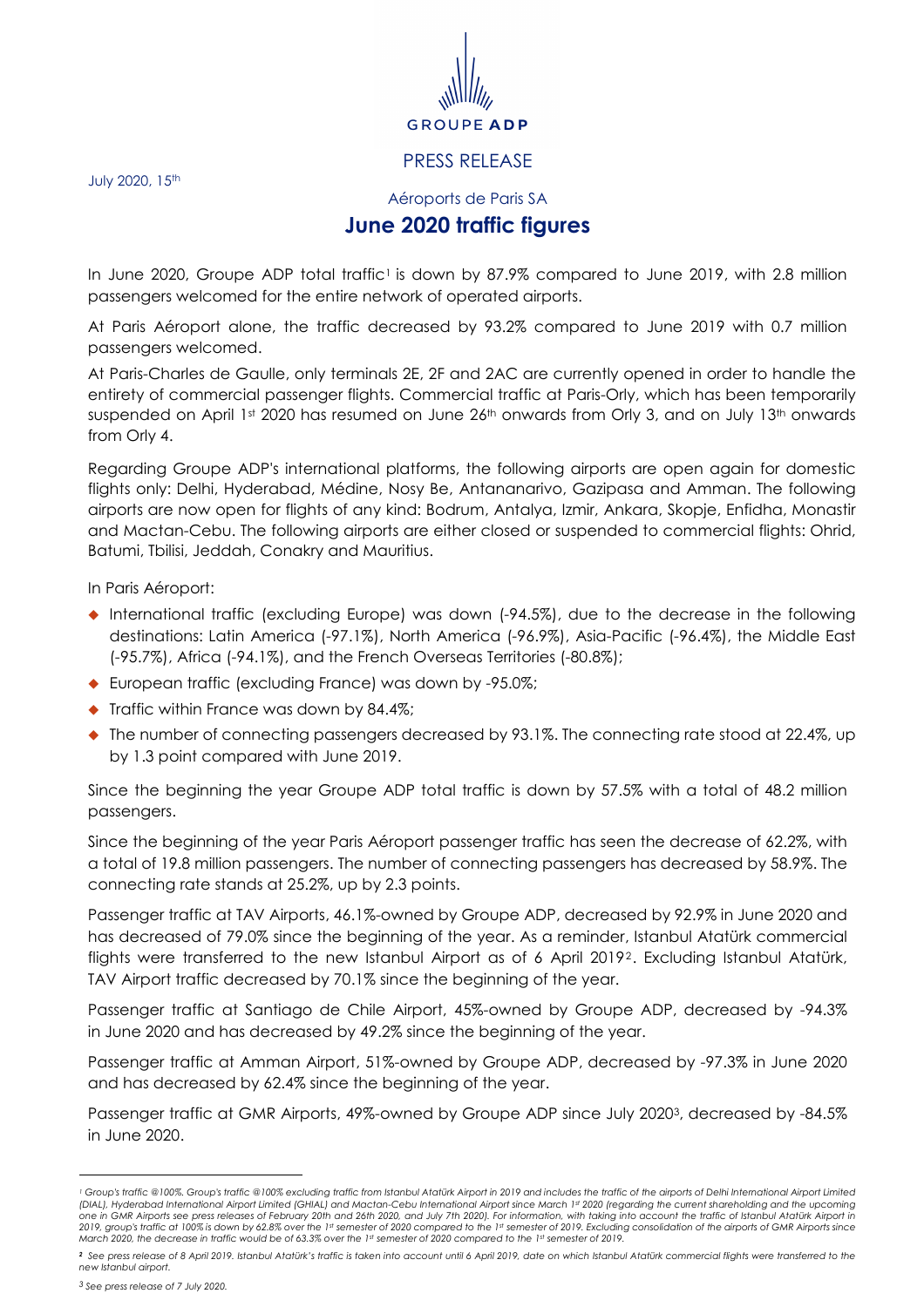GROUPE ADP

PRESS RELEASE

July 2020, 15th

Aéroports de Paris SA

# June 2020 traffic figures

In June 2020, Groupe ADP total traffic[1] is down by 87.9% compared to June 2019, with 2.8 million passengers welcomed for the entire network of operated airports.

At Paris Aéroport alone, the traffic decreased by 93.2% compared to June 2019 with 0.7 million passengers welcomed.

At Paris-Charles de Gaulle, only terminals 2E, 2F and 2AC are currently opened in order to handle the entirety of commercial passenger flights. Commercial traffic at Paris-Orly, which has been temporarily suspended on April 1st 2020 has resumed on June 26th onwards from Orly 3, and on July 13th onwards from Orly 4.

Regarding Groupe ADP's international platforms, the following airports are open again for domestic flights only: Delhi, Hyderabad, Médine, Nosy Be, Antananarivo, Gazipasa and Amman. The following airports are now open for flights of any kind: Bodrum, Antalya, Izmir, Ankara, Skopje, Enfidha, Monastir and Mactan-Cebu. The following airports are either closed or suspended to commercial flights: Ohrid, Batumi, Tbilisi, Jeddah, Conakry and Mauritius.

In Paris Aéroport:

- International traffic (excluding Europe) was down (-94.5%), due to the decrease in the following destinations: Latin America (-97.1%), North America (-96.9%), Asia-Pacific (-96.4%), the Middle East (-95.7%), Africa (-94.1%), and the French Overseas Territories (-80.8%);
- European traffic (excluding France) was down by -95.0%;
- Traffic within France was down by 84.4%;
- The number of connecting passengers decreased by 93.1%. The connecting rate stood at 22.4%, up by 1.3 point compared with June 2019.

Since the beginning the year Groupe ADP total traffic is down by 57.5% with a total of 48.2 million passengers.

Since the beginning of the year Paris Aéroport passenger traffic has seen the decrease of 62.2%, with a total of 19.8 million passengers. The number of connecting passengers has decreased by 58.9%. The connecting rate stands at 25.2%, up by 2.3 points.

Passenger traffic at TAV Airports, 46.1%-owned by Groupe ADP, decreased by 92.9% in June 2020 and has decreased of 79.0% since the beginning of the year. As a reminder, Istanbul Atatürk commercial flights were transferred to the new Istanbul Airport as of 6 April 2019[2]. Excluding Istanbul Atatürk, TAV Airport traffic decreased by 70.1% since the beginning of the year.

Passenger traffic at Santiago de Chile Airport, 45%-owned by Groupe ADP, decreased by -94.3% in June 2020 and has decreased by 49.2% since the beginning of the year.

Passenger traffic at Amman Airport, 51%-owned by Groupe ADP, decreased by -97.3% in June 2020 and has decreased by 62.4% since the beginning of the year.

Passenger traffic at GMR Airports, 49%-owned by Groupe ADP since July 2020[3], decreased by -84.5% in June 2020.

---

[1] *Group's traffic @100%. Group's traffic @100% excluding traffic from Istanbul Atatürk Airport in 2019 and includes the traffic of the airports of Delhi International Airport Limited (DIAL), Hyderabad International Airport Limited (GHIAL) and Mactan-Cebu International Airport since March 1st 2020 (regarding the current shareholding and the upcoming one in GMR Airports see press releases of February 20th and 26th 2020, and July 7th 2020). For information, with taking into account the traffic of Istanbul Atatürk Airport in 2019, group's traffic at 100% is down by 62.8% over the 1st semester of 2020 compared to the 1st semester of 2019. Excluding consolidation of the airports of GMR Airports since March 2020, the decrease in traffic would be of 63.3% over the 1st semester of 2020 compared to the 1st semester of 2019.*

[2] *See press release of 8 April 2019. Istanbul Atatürk's traffic is taken into account until 6 April 2019, date on which Istanbul Atatürk commercial flights were transferred to the new Istanbul airport.*

[3] *See press release of 7 July 2020.*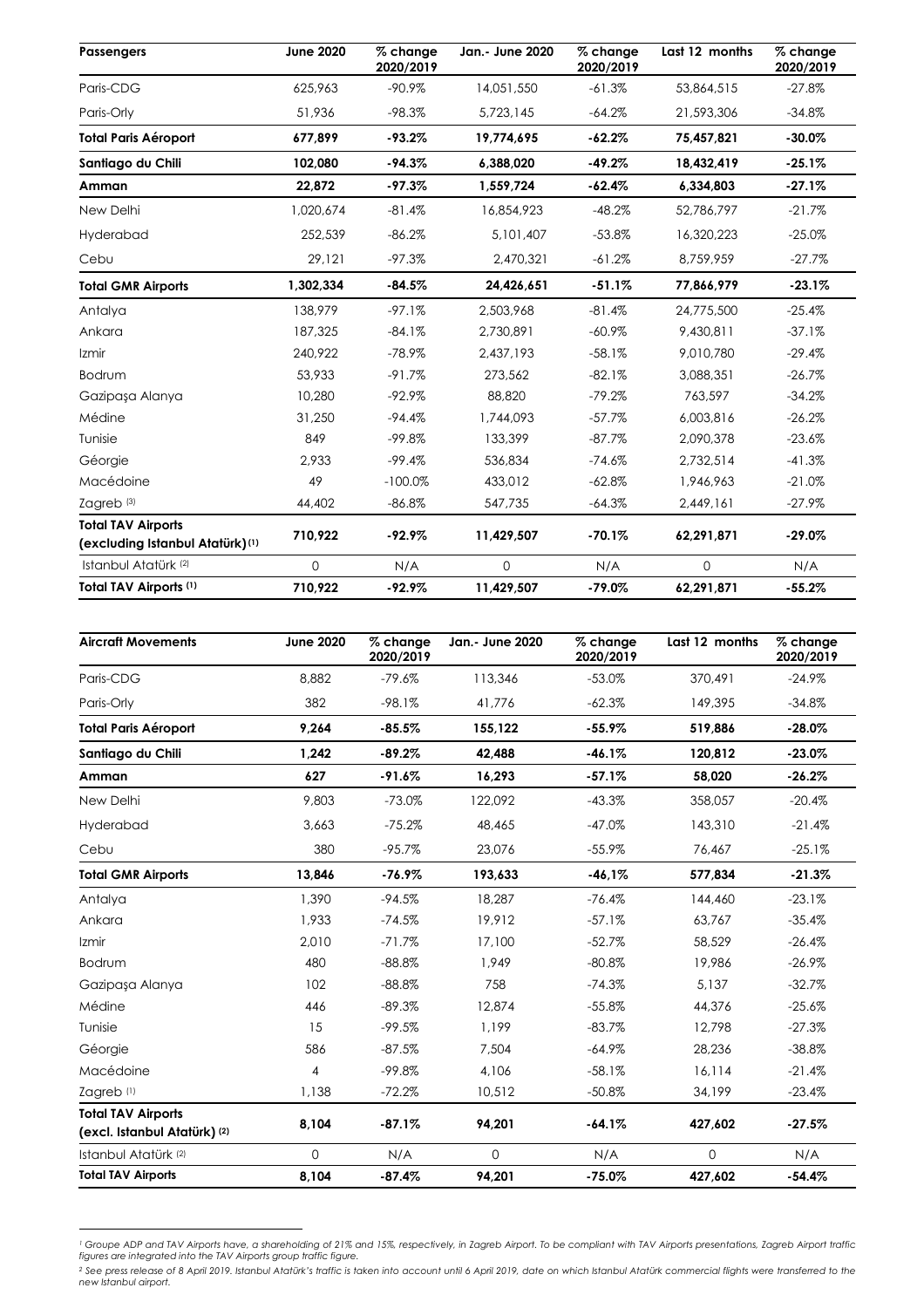| Passengers | June 2020 | % change 2020/2019 | Jan.- June 2020 | % change 2020/2019 | Last 12 months | % change 2020/2019 |
|---|---|---|---|---|---|---|
| Paris-CDG | 625,963 | -90.9% | 14,051,550 | -61.3% | 53,864,515 | -27.8% |
| Paris-Orly | 51,936 | -98.3% | 5,723,145 | -64.2% | 21,593,306 | -34.8% |
| **Total Paris Aéroport** | **677,899** | **-93.2%** | **19,774,695** | **-62.2%** | **75,457,821** | **-30.0%** |
| **Santiago du Chili** | **102,080** | **-94.3%** | **6,388,020** | **-49.2%** | **18,432,419** | **-25.1%** |
| **Amman** | **22,872** | **-97.3%** | **1,559,724** | **-62.4%** | **6,334,803** | **-27.1%** |
| New Delhi | 1,020,674 | -81.4% | 16,854,923 | -48.2% | 52,786,797 | -21.7% |
| Hyderabad | 252,539 | -86.2% | 5,101,407 | -53.8% | 16,320,223 | -25.0% |
| Cebu | 29,121 | -97.3% | 2,470,321 | -61.2% | 8,759,959 | -27.7% |
| **Total GMR Airports** | **1,302,334** | **-84.5%** | **24,426,651** | **-51.1%** | **77,866,979** | **-23.1%** |
| Antalya | 138,979 | -97.1% | 2,503,968 | -81.4% | 24,775,500 | -25.4% |
| Ankara | 187,325 | -84.1% | 2,730,891 | -60.9% | 9,430,811 | -37.1% |
| Izmir | 240,922 | -78.9% | 2,437,193 | -58.1% | 9,010,780 | -29.4% |
| Bodrum | 53,933 | -91.7% | 273,562 | -82.1% | 3,088,351 | -26.7% |
| Gazipaşa Alanya | 10,280 | -92.9% | 88,820 | -79.2% | 763,597 | -34.2% |
| Médine | 31,250 | -94.4% | 1,744,093 | -57.7% | 6,003,816 | -26.2% |
| Tunisie | 849 | -99.8% | 133,399 | -87.7% | 2,090,378 | -23.6% |
| Géorgie | 2,933 | -99.4% | 536,834 | -74.6% | 2,732,514 | -41.3% |
| Macédoine | 49 | -100.0% | 433,012 | -62.8% | 1,946,963 | -21.0% |
| Zagreb [3] | 44,402 | -86.8% | 547,735 | -64.3% | 2,449,161 | -27.9% |
| **Total TAV Airports (excluding Istanbul Atatürk)** [1] | **710,922** | **-92.9%** | **11,429,507** | **-70.1%** | **62,291,871** | **-29.0%** |
| Istanbul Atatürk [2] | 0 | N/A | 0 | N/A | 0 | N/A |
| **Total TAV Airports** [1] | **710,922** | **-92.9%** | **11,429,507** | **-79.0%** | **62,291,871** | **-55.2%** |

| Aircraft Movements | June 2020 | % change 2020/2019 | Jan.- June 2020 | % change 2020/2019 | Last 12 months | % change 2020/2019 |
|---|---|---|---|---|---|---|
| Paris-CDG | 8,882 | -79.6% | 113,346 | -53.0% | 370,491 | -24.9% |
| Paris-Orly | 382 | -98.1% | 41,776 | -62.3% | 149,395 | -34.8% |
| **Total Paris Aéroport** | **9,264** | **-85.5%** | **155,122** | **-55.9%** | **519,886** | **-28.0%** |
| **Santiago du Chili** | **1,242** | **-89.2%** | **42,488** | **-46.1%** | **120,812** | **-23.0%** |
| **Amman** | **627** | **-91.6%** | **16,293** | **-57.1%** | **58,020** | **-26.2%** |
| New Delhi | 9,803 | -73.0% | 122,092 | -43.3% | 358,057 | -20.4% |
| Hyderabad | 3,663 | -75.2% | 48,465 | -47.0% | 143,310 | -21.4% |
| Cebu | 380 | -95.7% | 23,076 | -55.9% | 76,467 | -25.1% |
| **Total GMR Airports** | **13,846** | **-76.9%** | **193,633** | **-46,1%** | **577,834** | **-21.3%** |
| Antalya | 1,390 | -94.5% | 18,287 | -76.4% | 144,460 | -23.1% |
| Ankara | 1,933 | -74.5% | 19,912 | -57.1% | 63,767 | -35.4% |
| Izmir | 2,010 | -71.7% | 17,100 | -52.7% | 58,529 | -26.4% |
| Bodrum | 480 | -88.8% | 1,949 | -80.8% | 19,986 | -26.9% |
| Gazipaşa Alanya | 102 | -88.8% | 758 | -74.3% | 5,137 | -32.7% |
| Médine | 446 | -89.3% | 12,874 | -55.8% | 44,376 | -25.6% |
| Tunisie | 15 | -99.5% | 1,199 | -83.7% | 12,798 | -27.3% |
| Géorgie | 586 | -87.5% | 7,504 | -64.9% | 28,236 | -38.8% |
| Macédoine | 4 | -99.8% | 4,106 | -58.1% | 16,114 | -21.4% |
| Zagreb [1] | 1,138 | -72.2% | 10,512 | -50.8% | 34,199 | -23.4% |
| **Total TAV Airports (excl. Istanbul Atatürk)** [2] | **8,104** | **-87.1%** | **94,201** | **-64.1%** | **427,602** | **-27.5%** |
| Istanbul Atatürk [2] | 0 | N/A | 0 | N/A | 0 | N/A |
| **Total TAV Airports** | **8,104** | **-87.4%** | **94,201** | **-75.0%** | **427,602** | **-54.4%** |

[1] *Groupe ADP and TAV Airports have, a shareholding of 21% and 15%, respectively, in Zagreb Airport. To be compliant with TAV Airports presentations, Zagreb Airport traffic figures are integrated into the TAV Airports group traffic figure.*

[2] *See press release of 8 April 2019. Istanbul Atatürk's traffic is taken into account until 6 April 2019, date on which Istanbul Atatürk commercial flights were transferred to the new Istanbul airport.*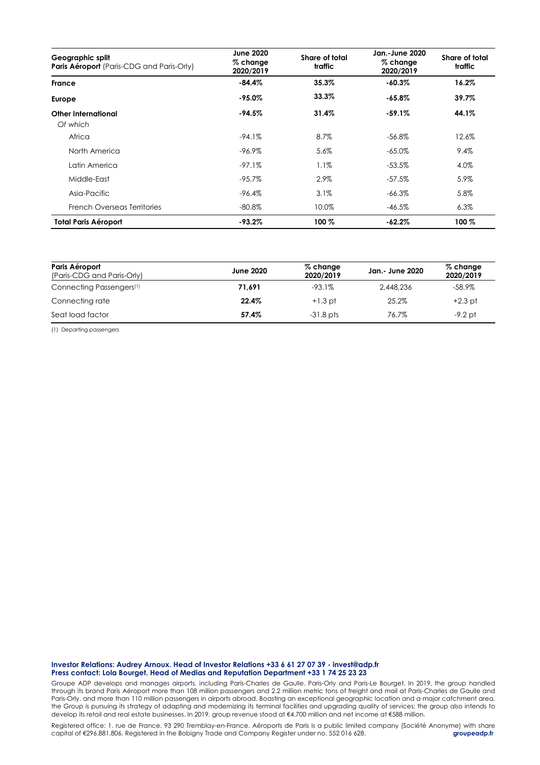| Geographic split<br>**Paris Aéroport** (Paris-CDG and Paris-Orly) | June 2020<br>% change<br>2020/2019 | Share of total traffic | Jan.-June 2020<br>% change<br>2020/2019 | Share of total traffic |
|---|---|---|---|---|
| **France** | **-84.4%** | **35.3%** | **-60.3%** | **16.2%** |
| **Europe** | **-95.0%** | **33.3%** | **-65.8%** | **39.7%** |
| **Other International** | **-94.5%** | **31.4%** | **-59.1%** | **44.1%** |
| *Of which* | | | | |
| Africa | -94.1% | 8.7% | -56.8% | 12.6% |
| North America | -96.9% | 5.6% | -65.0% | 9.4% |
| Latin America | -97.1% | 1.1% | -53.5% | 4.0% |
| Middle-East | -95.7% | 2.9% | -57.5% | 5.9% |
| Asia-Pacific | -96.4% | 3.1% | -66.3% | 5.8% |
| French Overseas Territories | -80.8% | 10.0% | -46.5% | 6.3% |
| **Total Paris Aéroport** | **-93.2%** | **100 %** | **-62.2%** | **100 %** |

| Paris Aéroport<br>(Paris-CDG and Paris-Orly) | June 2020 | % change<br>2020/2019 | Jan.- June 2020 | % change<br>2020/2019 |
|---|---|---|---|---|
| Connecting Passengers[1] | **71,691** | -93.1% | 2,448,236 | -58.9% |
| Connecting rate | **22.4%** | +1.3 pt | 25.2% | +2.3 pt |
| Seat load factor | **57.4%** | -31.8 pts | 76.7% | -9.2 pt |

(1) Departing passengers

**Investor Relations: Audrey Arnoux. Head of Investor Relations +33 6 61 27 07 39 - invest@adp.fr**
**Press contact: Lola Bourget. Head of Medias and Reputation Department +33 1 74 25 23 23**

Groupe ADP develops and manages airports. including Paris-Charles de Gaulle. Paris-Orly and Paris-Le Bourget. In 2019, the group handled through its brand Paris Aéroport more than 108 million passengers and 2.2 million metric tons of freight and mail at Paris-Charles de Gaulle and Paris-Orly. and more than 110 million passengers in airports abroad. Boasting an exceptional geographic location and a major catchment area. the Group is pursuing its strategy of adapting and modernizing its terminal facilities and upgrading quality of services; the group also intends to develop its retail and real estate businesses. In 2019. group revenue stood at €4.700 million and net income at €588 million.

Registered office: 1. rue de France. 93 290 Tremblay-en-France. Aéroports de Paris is a public limited company (Société Anonyme) with share capital of €296.881.806. Registered in the Bobigny Trade and Company Register under no. 552 016 628. **groupeadp.fr**